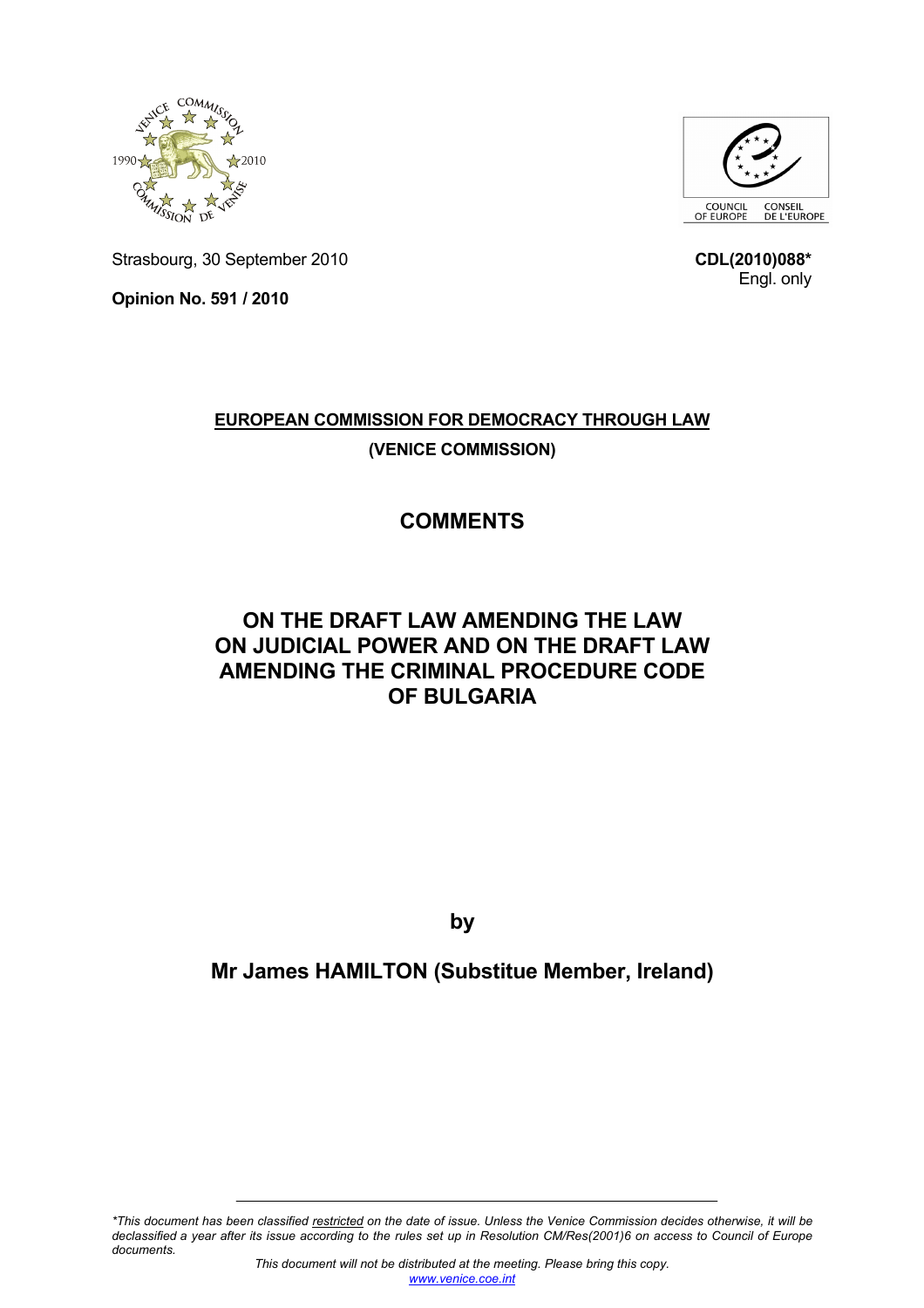Strasbourg, 30 September 2010

**CDL(2010)088***
Engl. only

**Opinion No. 591 / 2010**

**EUROPEAN COMMISSION FOR DEMOCRACY THROUGH LAW**

**(VENICE COMMISSION)**

# COMMENTS

# ON THE DRAFT LAW AMENDING THE LAW ON JUDICIAL POWER AND ON THE DRAFT LAW AMENDING THE CRIMINAL PROCEDURE CODE OF BULGARIA

**by**

**Mr James HAMILTON (Substitue Member, Ireland)**

---

*\*This document has been classified restricted on the date of issue. Unless the Venice Commission decides otherwise, it will be declassified a year after its issue according to the rules set up in Resolution CM/Res(2001)6 on access to Council of Europe documents.*

*This document will not be distributed at the meeting. Please bring this copy.*
*www.venice.coe.int*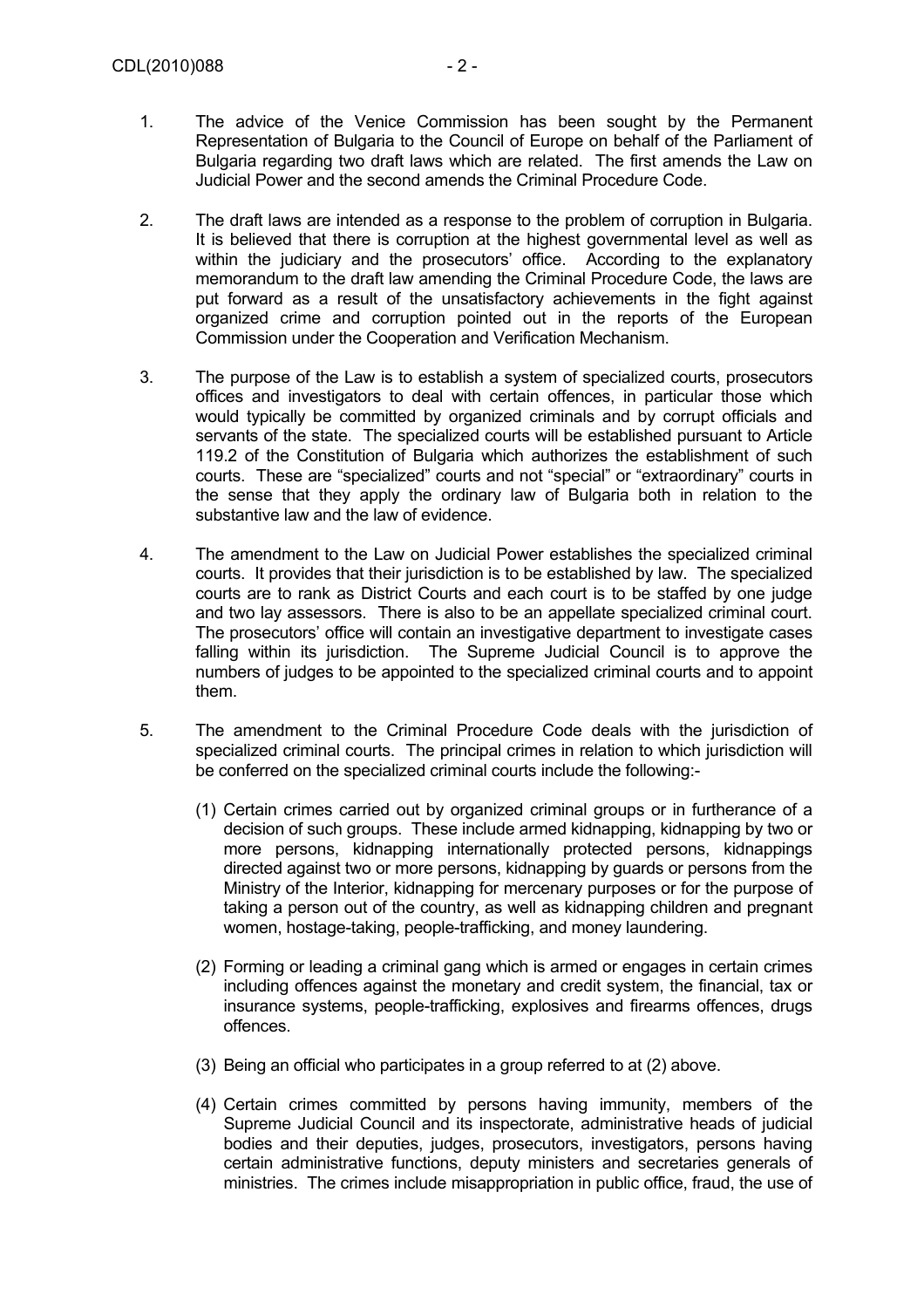1. The advice of the Venice Commission has been sought by the Permanent Representation of Bulgaria to the Council of Europe on behalf of the Parliament of Bulgaria regarding two draft laws which are related. The first amends the Law on Judicial Power and the second amends the Criminal Procedure Code.

2. The draft laws are intended as a response to the problem of corruption in Bulgaria. It is believed that there is corruption at the highest governmental level as well as within the judiciary and the prosecutors' office. According to the explanatory memorandum to the draft law amending the Criminal Procedure Code, the laws are put forward as a result of the unsatisfactory achievements in the fight against organized crime and corruption pointed out in the reports of the European Commission under the Cooperation and Verification Mechanism.

3. The purpose of the Law is to establish a system of specialized courts, prosecutors offices and investigators to deal with certain offences, in particular those which would typically be committed by organized criminals and by corrupt officials and servants of the state. The specialized courts will be established pursuant to Article 119.2 of the Constitution of Bulgaria which authorizes the establishment of such courts. These are "specialized" courts and not "special" or "extraordinary" courts in the sense that they apply the ordinary law of Bulgaria both in relation to the substantive law and the law of evidence.

4. The amendment to the Law on Judicial Power establishes the specialized criminal courts. It provides that their jurisdiction is to be established by law. The specialized courts are to rank as District Courts and each court is to be staffed by one judge and two lay assessors. There is also to be an appellate specialized criminal court. The prosecutors' office will contain an investigative department to investigate cases falling within its jurisdiction. The Supreme Judicial Council is to approve the numbers of judges to be appointed to the specialized criminal courts and to appoint them.

5. The amendment to the Criminal Procedure Code deals with the jurisdiction of specialized criminal courts. The principal crimes in relation to which jurisdiction will be conferred on the specialized criminal courts include the following:-

   (1) Certain crimes carried out by organized criminal groups or in furtherance of a decision of such groups. These include armed kidnapping, kidnapping by two or more persons, kidnapping internationally protected persons, kidnappings directed against two or more persons, kidnapping by guards or persons from the Ministry of the Interior, kidnapping for mercenary purposes or for the purpose of taking a person out of the country, as well as kidnapping children and pregnant women, hostage-taking, people-trafficking, and money laundering.

   (2) Forming or leading a criminal gang which is armed or engages in certain crimes including offences against the monetary and credit system, the financial, tax or insurance systems, people-trafficking, explosives and firearms offences, drugs offences.

   (3) Being an official who participates in a group referred to at (2) above.

   (4) Certain crimes committed by persons having immunity, members of the Supreme Judicial Council and its inspectorate, administrative heads of judicial bodies and their deputies, judges, prosecutors, investigators, persons having certain administrative functions, deputy ministers and secretaries generals of ministries. The crimes include misappropriation in public office, fraud, the use of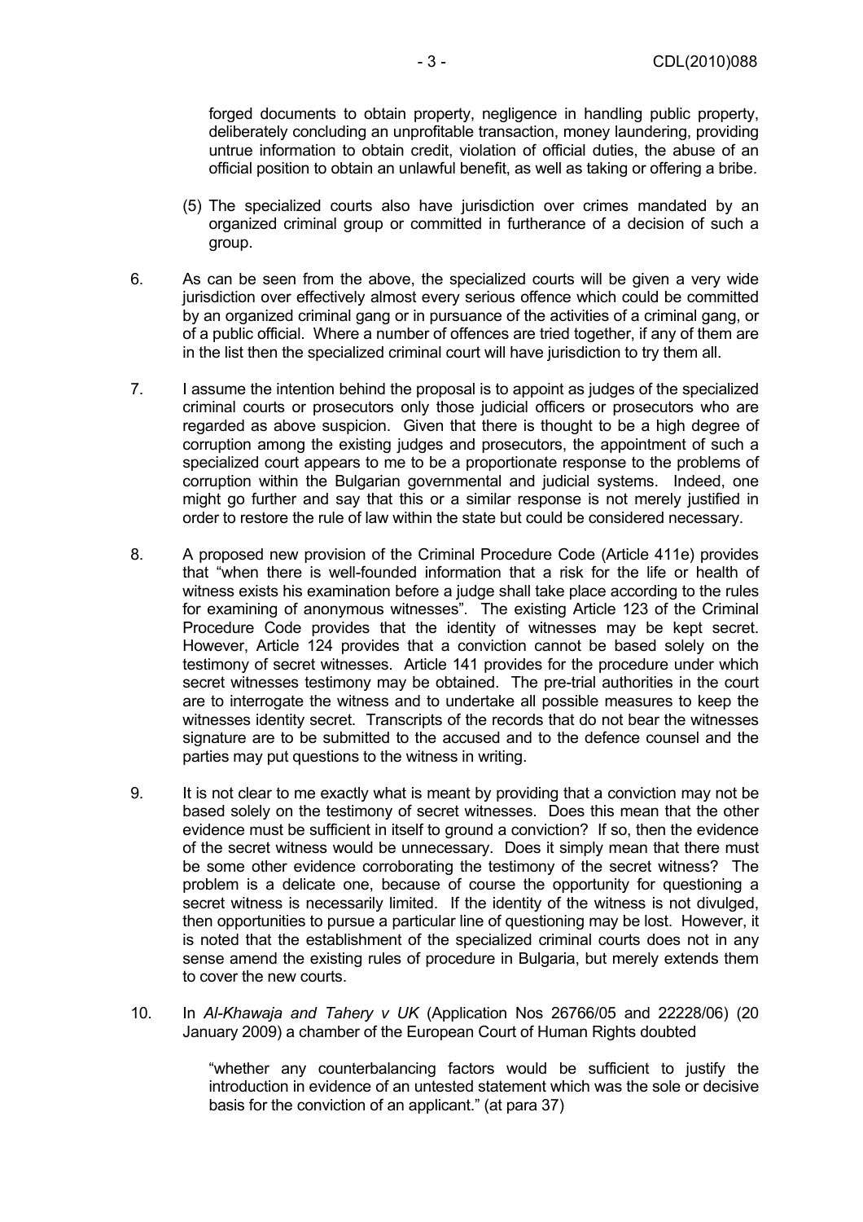forged documents to obtain property, negligence in handling public property, deliberately concluding an unprofitable transaction, money laundering, providing untrue information to obtain credit, violation of official duties, the abuse of an official position to obtain an unlawful benefit, as well as taking or offering a bribe.

(5) The specialized courts also have jurisdiction over crimes mandated by an organized criminal group or committed in furtherance of a decision of such a group.

6. As can be seen from the above, the specialized courts will be given a very wide jurisdiction over effectively almost every serious offence which could be committed by an organized criminal gang or in pursuance of the activities of a criminal gang, or of a public official. Where a number of offences are tried together, if any of them are in the list then the specialized criminal court will have jurisdiction to try them all.

7. I assume the intention behind the proposal is to appoint as judges of the specialized criminal courts or prosecutors only those judicial officers or prosecutors who are regarded as above suspicion. Given that there is thought to be a high degree of corruption among the existing judges and prosecutors, the appointment of such a specialized court appears to me to be a proportionate response to the problems of corruption within the Bulgarian governmental and judicial systems. Indeed, one might go further and say that this or a similar response is not merely justified in order to restore the rule of law within the state but could be considered necessary.

8. A proposed new provision of the Criminal Procedure Code (Article 411e) provides that "when there is well-founded information that a risk for the life or health of witness exists his examination before a judge shall take place according to the rules for examining of anonymous witnesses". The existing Article 123 of the Criminal Procedure Code provides that the identity of witnesses may be kept secret. However, Article 124 provides that a conviction cannot be based solely on the testimony of secret witnesses. Article 141 provides for the procedure under which secret witnesses testimony may be obtained. The pre-trial authorities in the court are to interrogate the witness and to undertake all possible measures to keep the witnesses identity secret. Transcripts of the records that do not bear the witnesses signature are to be submitted to the accused and to the defence counsel and the parties may put questions to the witness in writing.

9. It is not clear to me exactly what is meant by providing that a conviction may not be based solely on the testimony of secret witnesses. Does this mean that the other evidence must be sufficient in itself to ground a conviction? If so, then the evidence of the secret witness would be unnecessary. Does it simply mean that there must be some other evidence corroborating the testimony of the secret witness? The problem is a delicate one, because of course the opportunity for questioning a secret witness is necessarily limited. If the identity of the witness is not divulged, then opportunities to pursue a particular line of questioning may be lost. However, it is noted that the establishment of the specialized criminal courts does not in any sense amend the existing rules of procedure in Bulgaria, but merely extends them to cover the new courts.

10. In *Al-Khawaja and Tahery v UK* (Application Nos 26766/05 and 22228/06) (20 January 2009) a chamber of the European Court of Human Rights doubted

> "whether any counterbalancing factors would be sufficient to justify the introduction in evidence of an untested statement which was the sole or decisive basis for the conviction of an applicant." (at para 37)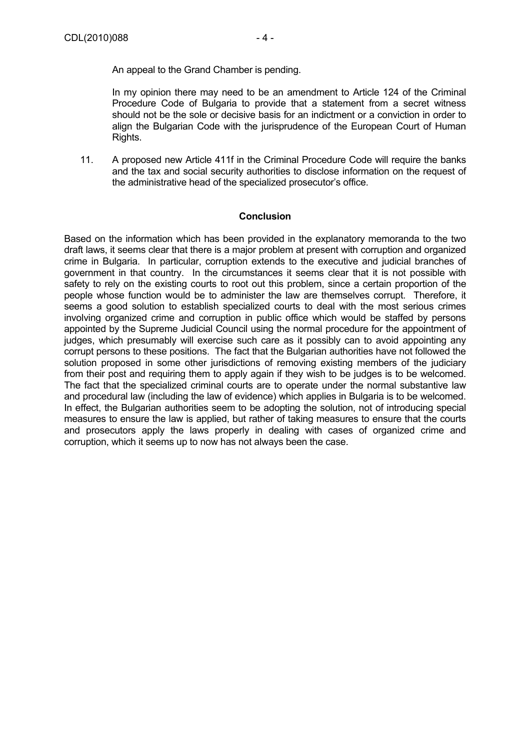An appeal to the Grand Chamber is pending.

In my opinion there may need to be an amendment to Article 124 of the Criminal Procedure Code of Bulgaria to provide that a statement from a secret witness should not be the sole or decisive basis for an indictment or a conviction in order to align the Bulgarian Code with the jurisprudence of the European Court of Human Rights.

11. A proposed new Article 411f in the Criminal Procedure Code will require the banks and the tax and social security authorities to disclose information on the request of the administrative head of the specialized prosecutor's office.

## Conclusion

Based on the information which has been provided in the explanatory memoranda to the two draft laws, it seems clear that there is a major problem at present with corruption and organized crime in Bulgaria. In particular, corruption extends to the executive and judicial branches of government in that country. In the circumstances it seems clear that it is not possible with safety to rely on the existing courts to root out this problem, since a certain proportion of the people whose function would be to administer the law are themselves corrupt. Therefore, it seems a good solution to establish specialized courts to deal with the most serious crimes involving organized crime and corruption in public office which would be staffed by persons appointed by the Supreme Judicial Council using the normal procedure for the appointment of judges, which presumably will exercise such care as it possibly can to avoid appointing any corrupt persons to these positions. The fact that the Bulgarian authorities have not followed the solution proposed in some other jurisdictions of removing existing members of the judiciary from their post and requiring them to apply again if they wish to be judges is to be welcomed. The fact that the specialized criminal courts are to operate under the normal substantive law and procedural law (including the law of evidence) which applies in Bulgaria is to be welcomed. In effect, the Bulgarian authorities seem to be adopting the solution, not of introducing special measures to ensure the law is applied, but rather of taking measures to ensure that the courts and prosecutors apply the laws properly in dealing with cases of organized crime and corruption, which it seems up to now has not always been the case.